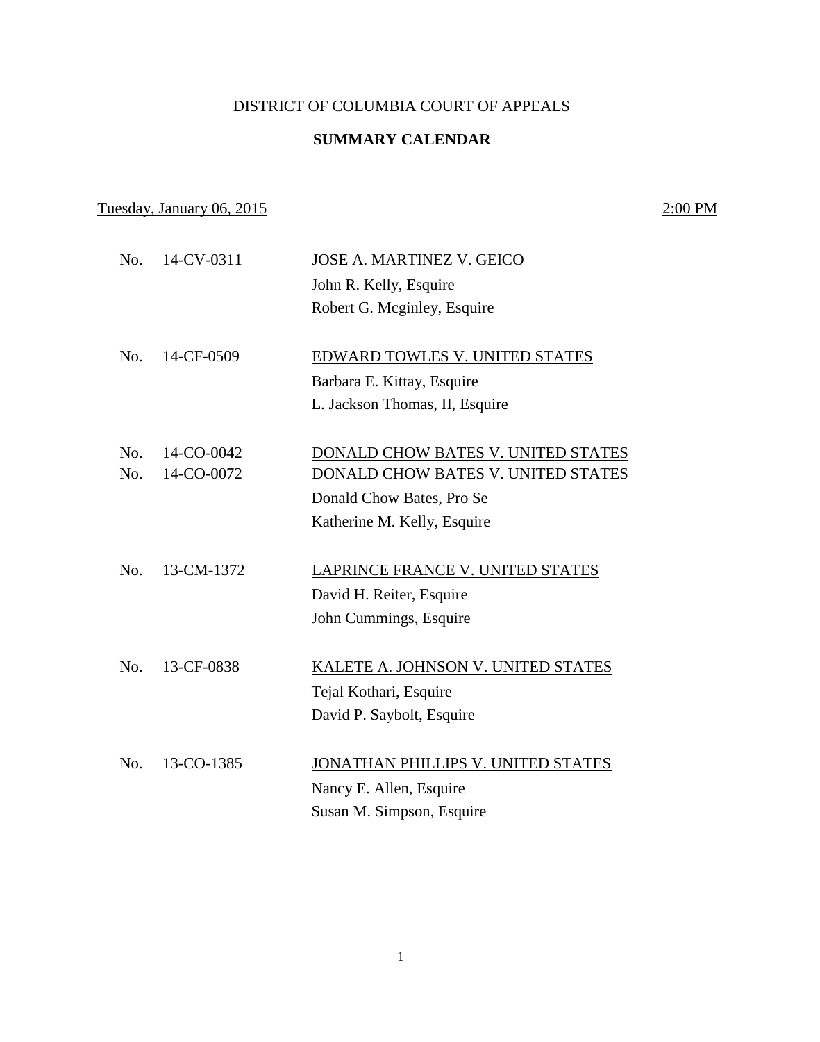DISTRICT OF COLUMBIA COURT OF APPEALS

**SUMMARY CALENDAR**

Tuesday, January 06, 2015 — 2:00 PM

No. 14-CV-0311 — JOSE A. MARTINEZ V. GEICO
John R. Kelly, Esquire
Robert G. Mcginley, Esquire

No. 14-CF-0509 — EDWARD TOWLES V. UNITED STATES
Barbara E. Kittay, Esquire
L. Jackson Thomas, II, Esquire

No. 14-CO-0042 — DONALD CHOW BATES V. UNITED STATES
No. 14-CO-0072 — DONALD CHOW BATES V. UNITED STATES
Donald Chow Bates, Pro Se
Katherine M. Kelly, Esquire

No. 13-CM-1372 — LAPRINCE FRANCE V. UNITED STATES
David H. Reiter, Esquire
John Cummings, Esquire

No. 13-CF-0838 — KALETE A. JOHNSON V. UNITED STATES
Tejal Kothari, Esquire
David P. Saybolt, Esquire

No. 13-CO-1385 — JONATHAN PHILLIPS V. UNITED STATES
Nancy E. Allen, Esquire
Susan M. Simpson, Esquire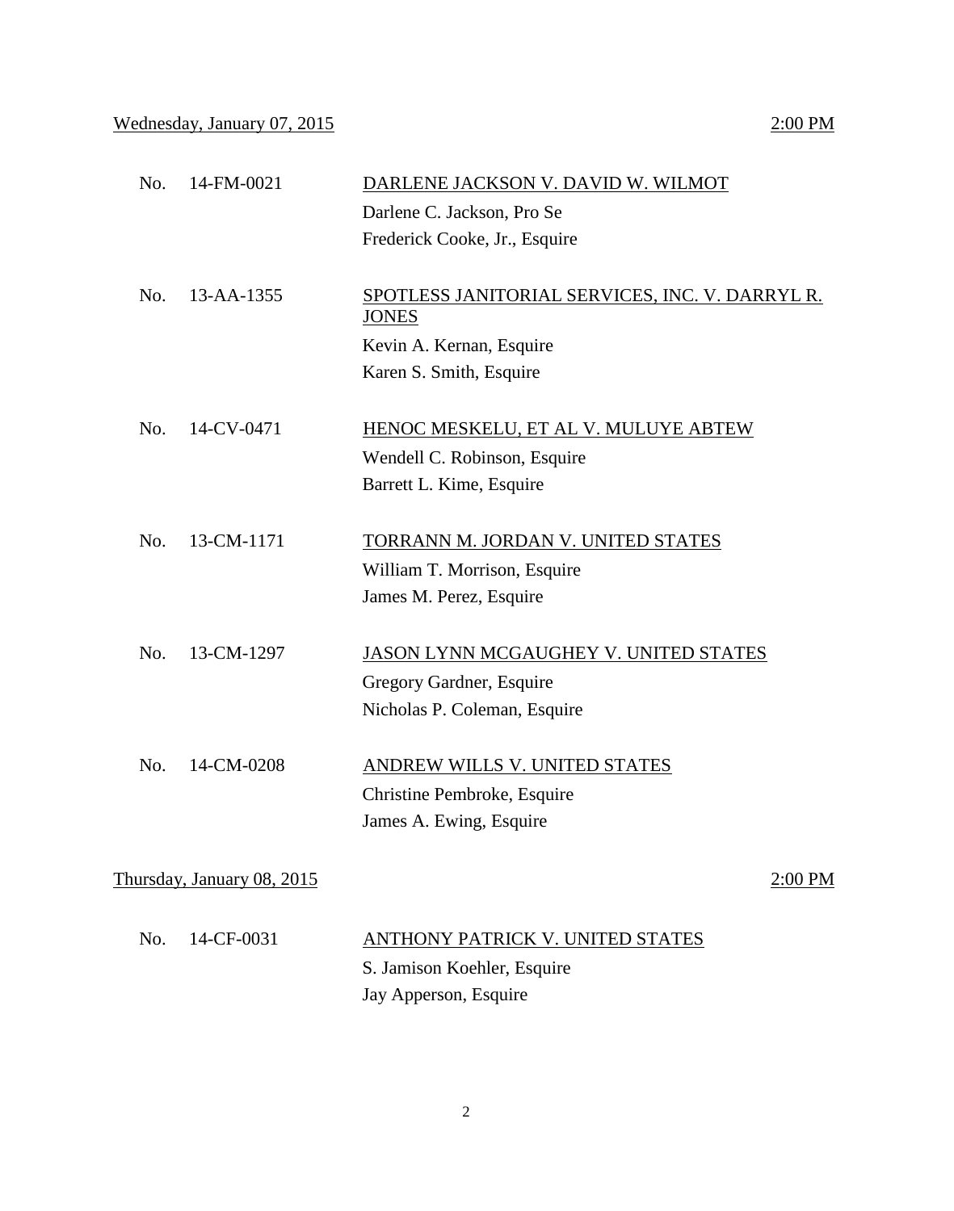Wednesday, January 07, 2015 2:00 PM

No. 14-FM-0021 DARLENE JACKSON V. DAVID W. WILMOT
Darlene C. Jackson, Pro Se
Frederick Cooke, Jr., Esquire

No. 13-AA-1355 SPOTLESS JANITORIAL SERVICES, INC. V. DARRYL R. JONES
Kevin A. Kernan, Esquire
Karen S. Smith, Esquire

No. 14-CV-0471 HENOC MESKELU, ET AL V. MULUYE ABTEW
Wendell C. Robinson, Esquire
Barrett L. Kime, Esquire

No. 13-CM-1171 TORRANN M. JORDAN V. UNITED STATES
William T. Morrison, Esquire
James M. Perez, Esquire

No. 13-CM-1297 JASON LYNN MCGAUGHEY V. UNITED STATES
Gregory Gardner, Esquire
Nicholas P. Coleman, Esquire

No. 14-CM-0208 ANDREW WILLS V. UNITED STATES
Christine Pembroke, Esquire
James A. Ewing, Esquire

Thursday, January 08, 2015 2:00 PM

No. 14-CF-0031 ANTHONY PATRICK V. UNITED STATES
S. Jamison Koehler, Esquire
Jay Apperson, Esquire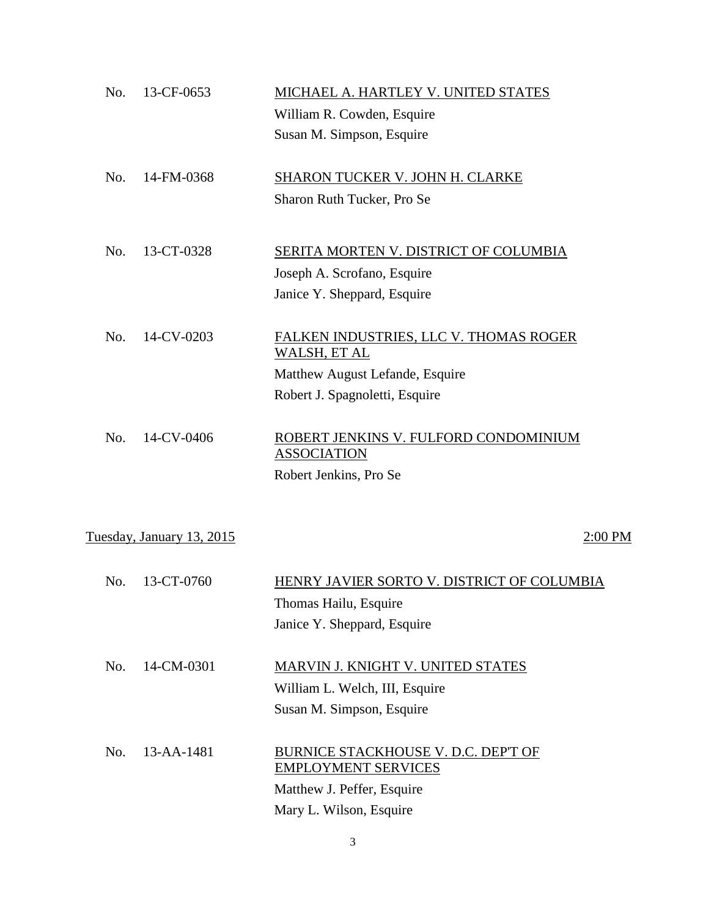No. 13-CF-0653 **MICHAEL A. HARTLEY V. UNITED STATES**
William R. Cowden, Esquire
Susan M. Simpson, Esquire

No. 14-FM-0368 **SHARON TUCKER V. JOHN H. CLARKE**
Sharon Ruth Tucker, Pro Se

No. 13-CT-0328 **SERITA MORTEN V. DISTRICT OF COLUMBIA**
Joseph A. Scrofano, Esquire
Janice Y. Sheppard, Esquire

No. 14-CV-0203 **FALKEN INDUSTRIES, LLC V. THOMAS ROGER WALSH, ET AL**
Matthew August Lefande, Esquire
Robert J. Spagnoletti, Esquire

No. 14-CV-0406 **ROBERT JENKINS V. FULFORD CONDOMINIUM ASSOCIATION**
Robert Jenkins, Pro Se

## Tuesday, January 13, 2015 — 2:00 PM

No. 13-CT-0760 **HENRY JAVIER SORTO V. DISTRICT OF COLUMBIA**
Thomas Hailu, Esquire
Janice Y. Sheppard, Esquire

No. 14-CM-0301 **MARVIN J. KNIGHT V. UNITED STATES**
William L. Welch, III, Esquire
Susan M. Simpson, Esquire

No. 13-AA-1481 **BURNICE STACKHOUSE V. D.C. DEP'T OF EMPLOYMENT SERVICES**
Matthew J. Peffer, Esquire
Mary L. Wilson, Esquire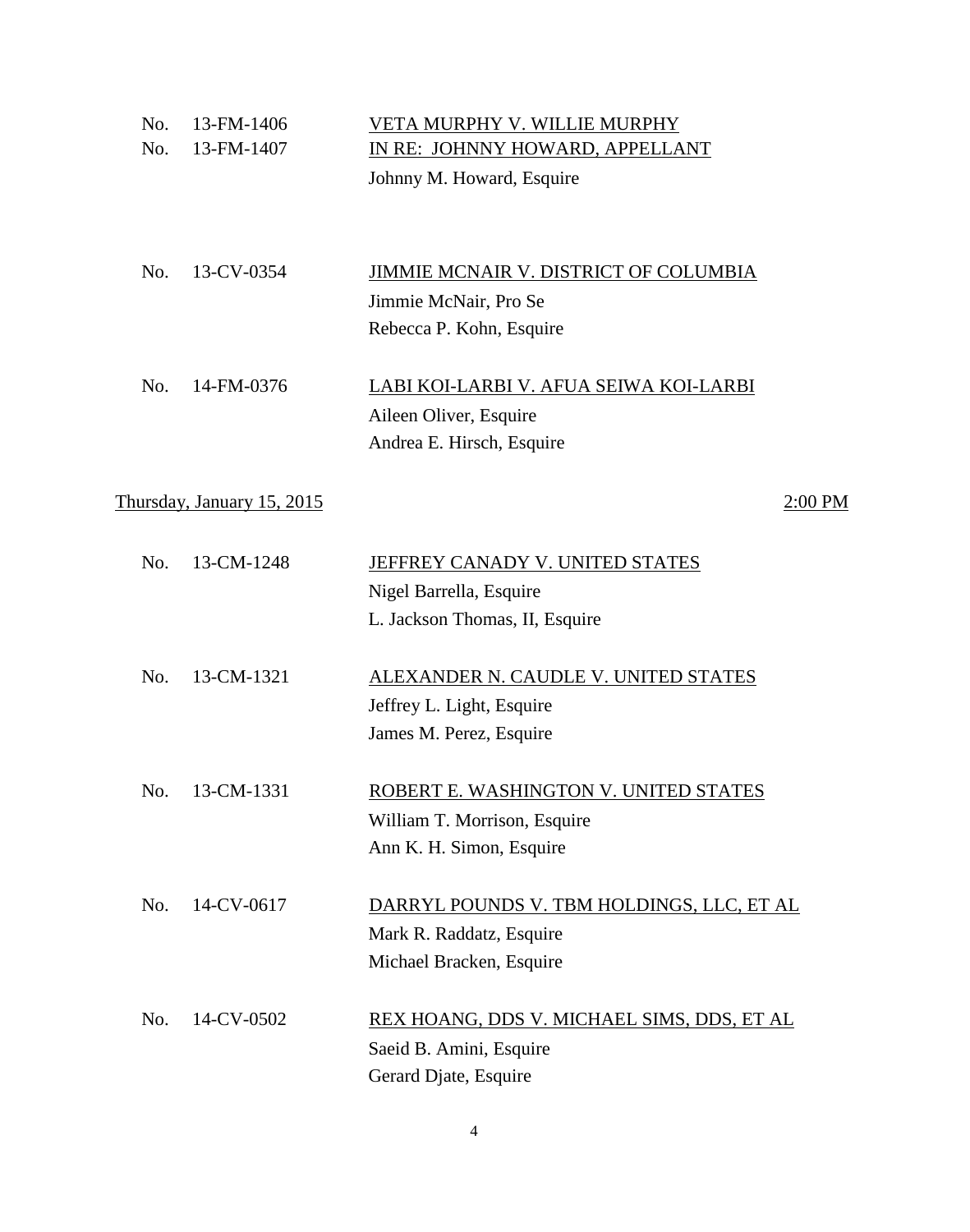No. 13-FM-1406 VETA MURPHY V. WILLIE MURPHY
No. 13-FM-1407 IN RE: JOHNNY HOWARD, APPELLANT

Johnny M. Howard, Esquire

No. 13-CV-0354 JIMMIE MCNAIR V. DISTRICT OF COLUMBIA

Jimmie McNair, Pro Se
Rebecca P. Kohn, Esquire

No. 14-FM-0376 LABI KOI-LARBI V. AFUA SEIWA KOI-LARBI

Aileen Oliver, Esquire
Andrea E. Hirsch, Esquire

Thursday, January 15, 2015 2:00 PM

No. 13-CM-1248 JEFFREY CANADY V. UNITED STATES

Nigel Barrella, Esquire
L. Jackson Thomas, II, Esquire

No. 13-CM-1321 ALEXANDER N. CAUDLE V. UNITED STATES

Jeffrey L. Light, Esquire
James M. Perez, Esquire

No. 13-CM-1331 ROBERT E. WASHINGTON V. UNITED STATES

William T. Morrison, Esquire
Ann K. H. Simon, Esquire

No. 14-CV-0617 DARRYL POUNDS V. TBM HOLDINGS, LLC, ET AL

Mark R. Raddatz, Esquire
Michael Bracken, Esquire

No. 14-CV-0502 REX HOANG, DDS V. MICHAEL SIMS, DDS, ET AL

Saeid B. Amini, Esquire
Gerard Djate, Esquire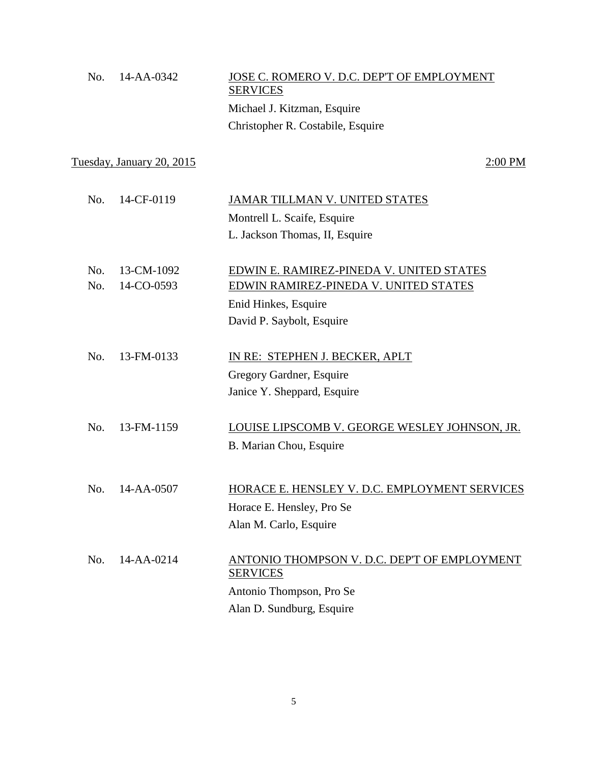No. 14-AA-0342 — <u>JOSE C. ROMERO V. D.C. DEP'T OF EMPLOYMENT SERVICES</u>

Michael J. Kitzman, Esquire
Christopher R. Costabile, Esquire

<u>Tuesday, January 20, 2015</u> — <u>2:00 PM</u>

No. 14-CF-0119 — <u>JAMAR TILLMAN V. UNITED STATES</u>

Montrell L. Scaife, Esquire
L. Jackson Thomas, II, Esquire

No. 13-CM-1092 — <u>EDWIN E. RAMIREZ-PINEDA V. UNITED STATES</u>
No. 14-CO-0593 — <u>EDWIN RAMIREZ-PINEDA V. UNITED STATES</u>

Enid Hinkes, Esquire
David P. Saybolt, Esquire

No. 13-FM-0133 — <u>IN RE: STEPHEN J. BECKER, APLT</u>

Gregory Gardner, Esquire
Janice Y. Sheppard, Esquire

No. 13-FM-1159 — <u>LOUISE LIPSCOMB V. GEORGE WESLEY JOHNSON, JR.</u>

B. Marian Chou, Esquire

No. 14-AA-0507 — <u>HORACE E. HENSLEY V. D.C. EMPLOYMENT SERVICES</u>

Horace E. Hensley, Pro Se
Alan M. Carlo, Esquire

No. 14-AA-0214 — <u>ANTONIO THOMPSON V. D.C. DEP'T OF EMPLOYMENT SERVICES</u>

Antonio Thompson, Pro Se
Alan D. Sundburg, Esquire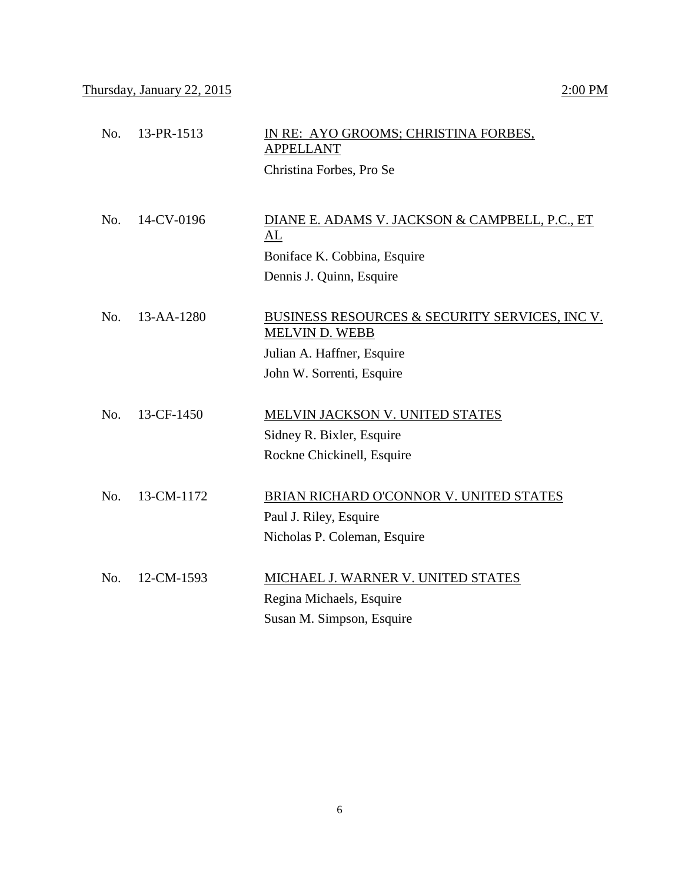Thursday, January 22, 2015 2:00 PM

| | | |
|---|---|---|
| No. | 13-PR-1513 | IN RE: AYO GROOMS; CHRISTINA FORBES, APPELLANT<br>Christina Forbes, Pro Se |
| No. | 14-CV-0196 | DIANE E. ADAMS V. JACKSON & CAMPBELL, P.C., ET AL<br>Boniface K. Cobbina, Esquire<br>Dennis J. Quinn, Esquire |
| No. | 13-AA-1280 | BUSINESS RESOURCES & SECURITY SERVICES, INC V. MELVIN D. WEBB<br>Julian A. Haffner, Esquire<br>John W. Sorrenti, Esquire |
| No. | 13-CF-1450 | MELVIN JACKSON V. UNITED STATES<br>Sidney R. Bixler, Esquire<br>Rockne Chickinell, Esquire |
| No. | 13-CM-1172 | BRIAN RICHARD O'CONNOR V. UNITED STATES<br>Paul J. Riley, Esquire<br>Nicholas P. Coleman, Esquire |
| No. | 12-CM-1593 | MICHAEL J. WARNER V. UNITED STATES<br>Regina Michaels, Esquire<br>Susan M. Simpson, Esquire |